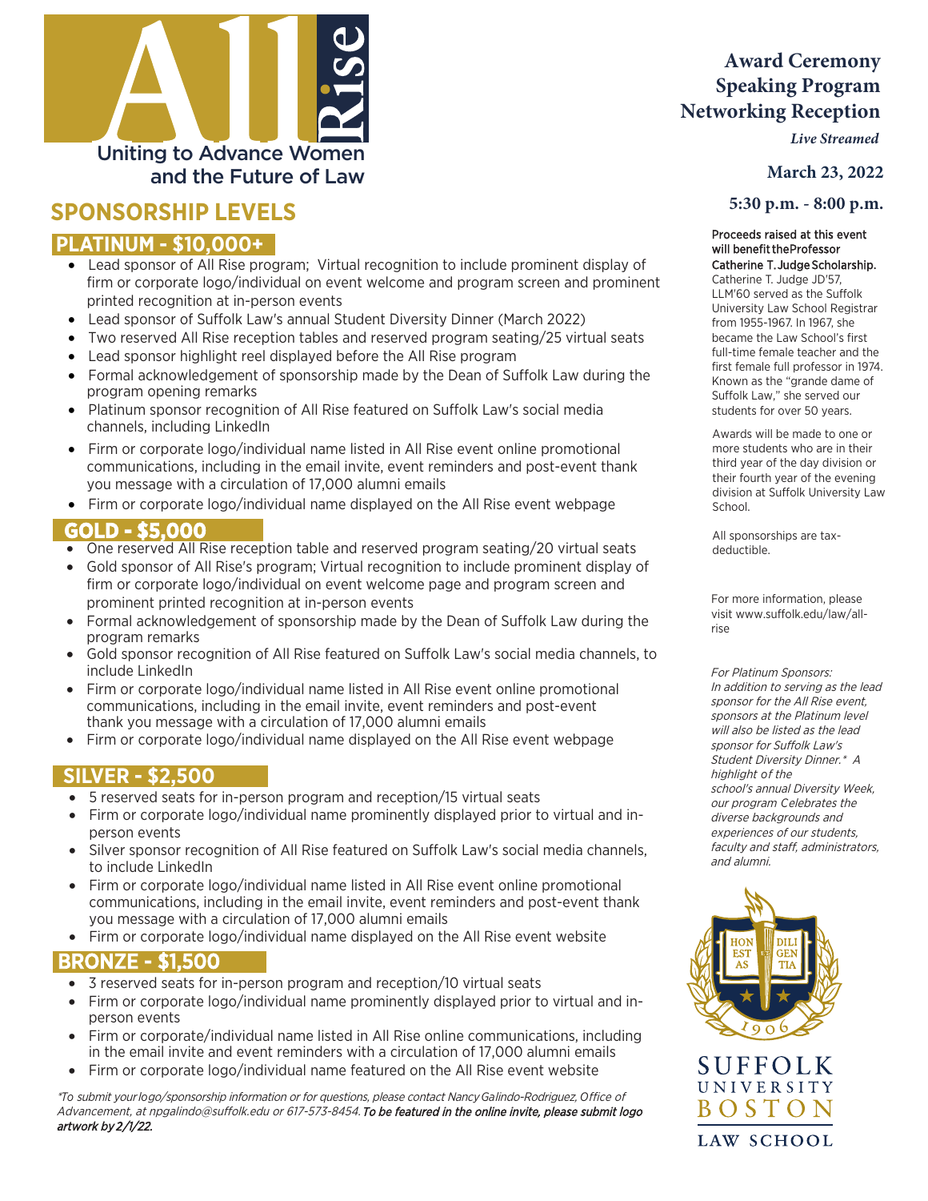# All Rise

Uniting to Advance Women and the Future of Law

**Award Ceremony**
**Speaking Program**
**Networking Reception**

*Live Streamed*

**March 23, 2022**

**5:30 p.m. - 8:00 p.m.**

## SPONSORSHIP LEVELS

### PLATINUM - $10,000+

- Lead sponsor of All Rise program; Virtual recognition to include prominent display of firm or corporate logo/individual on event welcome and program screen and prominent printed recognition at in-person events
- Lead sponsor of Suffolk Law's annual Student Diversity Dinner (March 2022)
- Two reserved All Rise reception tables and reserved program seating/25 virtual seats
- Lead sponsor highlight reel displayed before the All Rise program
- Formal acknowledgement of sponsorship made by the Dean of Suffolk Law during the program opening remarks
- Platinum sponsor recognition of All Rise featured on Suffolk Law's social media channels, including LinkedIn
- Firm or corporate logo/individual name listed in All Rise event online promotional communications, including in the email invite, event reminders and post-event thank you message with a circulation of 17,000 alumni emails
- Firm or corporate logo/individual name displayed on the All Rise event webpage

### GOLD - $5,000

- One reserved All Rise reception table and reserved program seating/20 virtual seats
- Gold sponsor of All Rise's program; Virtual recognition to include prominent display of firm or corporate logo/individual on event welcome page and program screen and prominent printed recognition at in-person events
- Formal acknowledgement of sponsorship made by the Dean of Suffolk Law during the program remarks
- Gold sponsor recognition of All Rise featured on Suffolk Law's social media channels, to include LinkedIn
- Firm or corporate logo/individual name listed in All Rise event online promotional communications, including in the email invite, event reminders and post-event thank you message with a circulation of 17,000 alumni emails
- Firm or corporate logo/individual name displayed on the All Rise event webpage

### SILVER - $2,500

- 5 reserved seats for in-person program and reception/15 virtual seats
- Firm or corporate logo/individual name prominently displayed prior to virtual and in-person events
- Silver sponsor recognition of All Rise featured on Suffolk Law's social media channels, to include LinkedIn
- Firm or corporate logo/individual name listed in All Rise event online promotional communications, including in the email invite, event reminders and post-event thank you message with a circulation of 17,000 alumni emails
- Firm or corporate logo/individual name displayed on the All Rise event website

### BRONZE - $1,500

- 3 reserved seats for in-person program and reception/10 virtual seats
- Firm or corporate logo/individual name prominently displayed prior to virtual and in-person events
- Firm or corporate/individual name listed in All Rise online communications, including in the email invite and event reminders with a circulation of 17,000 alumni emails
- Firm or corporate logo/individual name featured on the All Rise event website

*\*To submit your logo/sponsorship information or for questions, please contact Nancy Galindo-Rodriguez, Office of Advancement, at npgalindo@suffolk.edu or 617-573-8454.* ***To be featured in the online invite, please submit logo artwork by 2/1/22.***

Proceeds raised at this event will benefit the Professor Catherine T. Judge Scholarship. Catherine T. Judge JD'57, LLM'60 served as the Suffolk University Law School Registrar from 1955-1967. In 1967, she became the Law School's first full-time female teacher and the first female full professor in 1974. Known as the "grande dame of Suffolk Law," she served our students for over 50 years.

Awards will be made to one or more students who are in their third year of the day division or their fourth year of the evening division at Suffolk University Law School.

All sponsorships are tax-deductible.

For more information, please visit www.suffolk.edu/law/all-rise

*For Platinum Sponsors: In addition to serving as the lead sponsor for the All Rise event, sponsors at the Platinum level will also be listed as the lead sponsor for Suffolk Law's Student Diversity Dinner.\* A highlight of the school's annual Diversity Week, our program Celebrates the diverse backgrounds and experiences of our students, faculty and staff, administrators, and alumni.*

SUFFOLK UNIVERSITY BOSTON LAW SCHOOL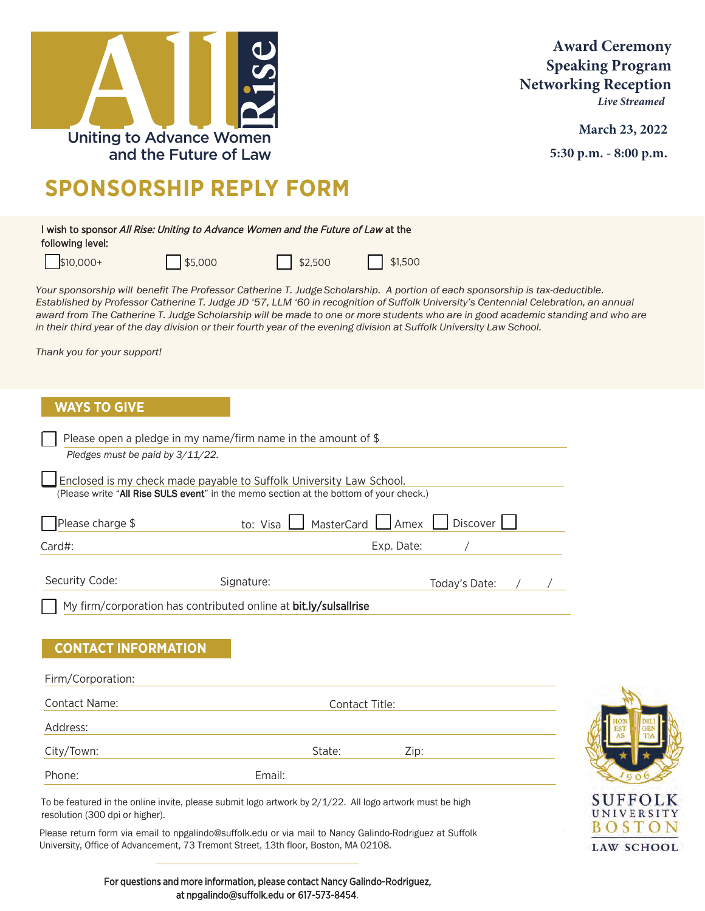All Rise

Uniting to Advance Women and the Future of Law

**Award Ceremony**
**Speaking Program**
**Networking Reception**
*Live Streamed*

**March 23, 2022**

**5:30 p.m. - 8:00 p.m.**

# SPONSORSHIP REPLY FORM

I wish to sponsor *All Rise: Uniting to Advance Women and the Future of Law* at the following level:

☐ $10,000+ ☐ $5,000 ☐ $2,500 ☐ $1,500

*Your sponsorship will benefit The Professor Catherine T. Judge Scholarship. A portion of each sponsorship is tax-deductible. Established by Professor Catherine T. Judge JD '57, LLM '60 in recognition of Suffolk University's Centennial Celebration, an annual award from The Catherine T. Judge Scholarship will be made to one or more students who are in good academic standing and who are in their third year of the day division or their fourth year of the evening division at Suffolk University Law School.*

*Thank you for your support!*

## WAYS TO GIVE

☐ Please open a pledge in my name/firm name in the amount of $ \_\_\_\_\_\_\_\_\_\_

*Pledges must be paid by 3/11/22.*

☐ Enclosed is my check made payable to Suffolk University Law School.
(Please write "**All Rise SULS event**" in the memo section at the bottom of your check.)

☐ Please charge $ \_\_\_\_\_\_\_\_ to: Visa ☐ MasterCard ☐ Amex ☐ Discover ☐

Card#: \_\_\_\_\_\_\_\_\_\_ Exp. Date: \_\_\_ / \_\_\_

Security Code: \_\_\_\_\_\_ Signature: \_\_\_\_\_\_\_\_\_\_ Today's Date: \_\_\_ / \_\_\_ / \_\_\_

☐ My firm/corporation has contributed online at **bit.ly/sulsallrise**

## CONTACT INFORMATION

Firm/Corporation: \_\_\_\_\_\_\_\_\_\_

Contact Name: \_\_\_\_\_\_\_\_\_\_ Contact Title: \_\_\_\_\_\_\_\_\_\_

Address: \_\_\_\_\_\_\_\_\_\_

City/Town: \_\_\_\_\_\_\_\_\_\_ State: \_\_\_\_\_ Zip: \_\_\_\_\_

Phone: \_\_\_\_\_\_\_\_\_\_ Email: \_\_\_\_\_\_\_\_\_\_

To be featured in the online invite, please submit logo artwork by 2/1/22. All logo artwork must be high resolution (300 dpi or higher).

Please return form via email to npgalindo@suffolk.edu or via mail to Nancy Galindo-Rodriguez at Suffolk University, Office of Advancement, 73 Tremont Street, 13th floor, Boston, MA 02108.

For questions and more information, please contact Nancy Galindo-Rodriguez, at npgalindo@suffolk.edu or 617-573-8454.

SUFFOLK UNIVERSITY BOSTON LAW SCHOOL